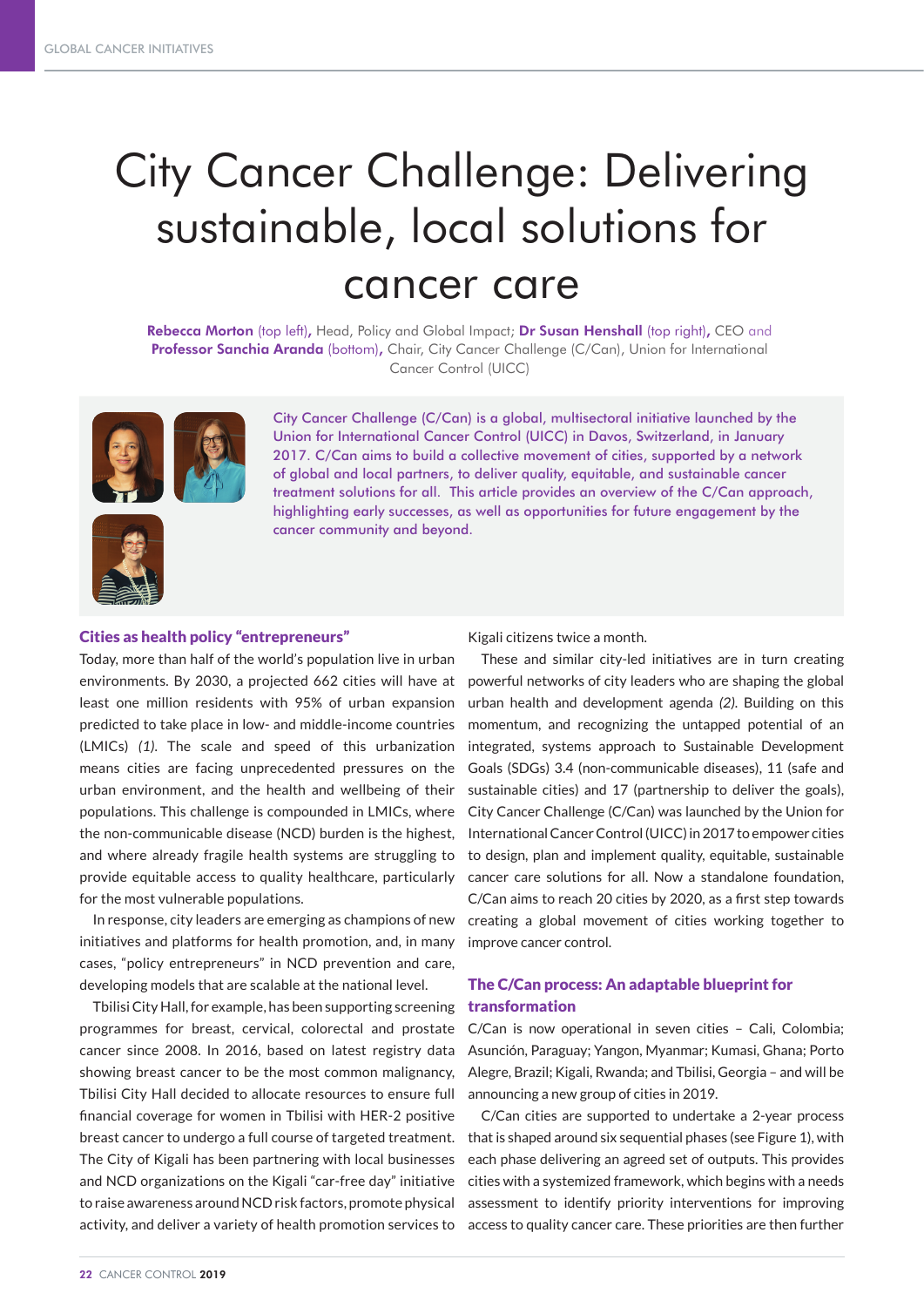# City Cancer Challenge: Delivering sustainable, local solutions for cancer care

**Rebecca Morton** (top left), Head, Policy and Global Impact; **Dr Susan Henshall** (top right), CEO and **Professor Sanchia Aranda** (bottom), Chair, City Cancer Challenge (C/Can), Union for International Cancer Control (UICC)

City Cancer Challenge (C/Can) is a global, multisectoral initiative launched by the Union for International Cancer Control (UICC) in Davos, Switzerland, in January 2017. C/Can aims to build a collective movement of cities, supported by a network of global and local partners, to deliver quality, equitable, and sustainable cancer treatment solutions for all. This article provides an overview of the C/Can approach, highlighting early successes, as well as opportunities for future engagement by the cancer community and beyond.

## Cities as health policy "entrepreneurs"

Today, more than half of the world's population live in urban environments. By 2030, a projected 662 cities will have at least one million residents with 95% of urban expansion predicted to take place in low- and middle-income countries (LMICs) *(1)*. The scale and speed of this urbanization means cities are facing unprecedented pressures on the urban environment, and the health and wellbeing of their populations. This challenge is compounded in LMICs, where the non-communicable disease (NCD) burden is the highest, and where already fragile health systems are struggling to provide equitable access to quality healthcare, particularly for the most vulnerable populations.

In response, city leaders are emerging as champions of new initiatives and platforms for health promotion, and, in many cases, "policy entrepreneurs" in NCD prevention and care, developing models that are scalable at the national level.

Tbilisi City Hall, for example, has been supporting screening programmes for breast, cervical, colorectal and prostate cancer since 2008. In 2016, based on latest registry data showing breast cancer to be the most common malignancy, Tbilisi City Hall decided to allocate resources to ensure full financial coverage for women in Tbilisi with HER-2 positive breast cancer to undergo a full course of targeted treatment. The City of Kigali has been partnering with local businesses and NCD organizations on the Kigali "car-free day" initiative to raise awareness around NCD risk factors, promote physical activity, and deliver a variety of health promotion services to Kigali citizens twice a month.

These and similar city-led initiatives are in turn creating powerful networks of city leaders who are shaping the global urban health and development agenda *(2)*. Building on this momentum, and recognizing the untapped potential of an integrated, systems approach to Sustainable Development Goals (SDGs) 3.4 (non-communicable diseases), 11 (safe and sustainable cities) and 17 (partnership to deliver the goals), City Cancer Challenge (C/Can) was launched by the Union for International Cancer Control (UICC) in 2017 to empower cities to design, plan and implement quality, equitable, sustainable cancer care solutions for all. Now a standalone foundation, C/Can aims to reach 20 cities by 2020, as a first step towards creating a global movement of cities working together to improve cancer control.

## The C/Can process: An adaptable blueprint for transformation

C/Can is now operational in seven cities – Cali, Colombia; Asunción, Paraguay; Yangon, Myanmar; Kumasi, Ghana; Porto Alegre, Brazil; Kigali, Rwanda; and Tbilisi, Georgia – and will be announcing a new group of cities in 2019.

C/Can cities are supported to undertake a 2-year process that is shaped around six sequential phases (see Figure 1), with each phase delivering an agreed set of outputs. This provides cities with a systemized framework, which begins with a needs assessment to identify priority interventions for improving access to quality cancer care. These priorities are then further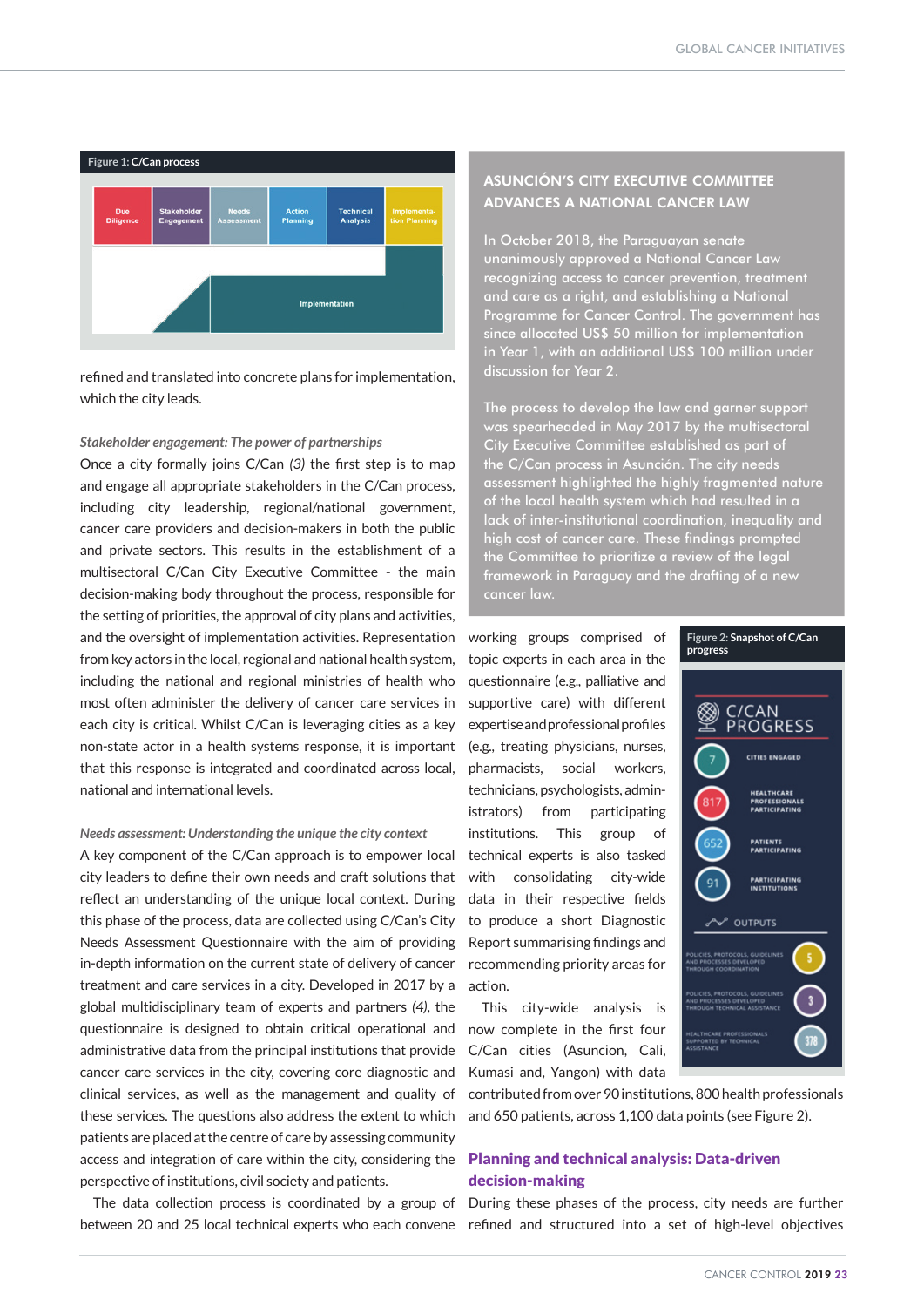Figure 1: C/Can process

| Due Diligence | Stakeholder Engagement | Needs Assessment | Action Planning | Technical Analysis | Implementation Planning |
|---|---|---|---|---|---|

Implementation

refined and translated into concrete plans for implementation, which the city leads.

*Stakeholder engagement: The power of partnerships*

Once a city formally joins C/Can *(3)* the first step is to map and engage all appropriate stakeholders in the C/Can process, including city leadership, regional/national government, cancer care providers and decision-makers in both the public and private sectors. This results in the establishment of a multisectoral C/Can City Executive Committee - the main decision-making body throughout the process, responsible for the setting of priorities, the approval of city plans and activities, and the oversight of implementation activities. Representation from key actors in the local, regional and national health system, including the national and regional ministries of health who most often administer the delivery of cancer care services in each city is critical. Whilst C/Can is leveraging cities as a key non-state actor in a health systems response, it is important that this response is integrated and coordinated across local, national and international levels.

*Needs assessment: Understanding the unique the city context*

A key component of the C/Can approach is to empower local city leaders to define their own needs and craft solutions that reflect an understanding of the unique local context. During this phase of the process, data are collected using C/Can's City Needs Assessment Questionnaire with the aim of providing in-depth information on the current state of delivery of cancer treatment and care services in a city. Developed in 2017 by a global multidisciplinary team of experts and partners *(4)*, the questionnaire is designed to obtain critical operational and administrative data from the principal institutions that provide cancer care services in the city, covering core diagnostic and clinical services, as well as the management and quality of these services. The questions also address the extent to which patients are placed at the centre of care by assessing community access and integration of care within the city, considering the perspective of institutions, civil society and patients.

The data collection process is coordinated by a group of between 20 and 25 local technical experts who each convene working groups comprised of topic experts in each area in the questionnaire (e.g., palliative and supportive care) with different expertise and professional profiles (e.g., treating physicians, nurses, pharmacists, social workers, technicians, psychologists, administrators) from participating institutions. This group of technical experts is also tasked with consolidating city-wide data in their respective fields to produce a short Diagnostic Report summarising findings and recommending priority areas for action.

This city-wide analysis is now complete in the first four C/Can cities (Asuncion, Cali, Kumasi and, Yangon) with data contributed from over 90 institutions, 800 health professionals and 650 patients, across 1,100 data points (see Figure 2).

> **ASUNCIÓN'S CITY EXECUTIVE COMMITTEE ADVANCES A NATIONAL CANCER LAW**
>
> In October 2018, the Paraguayan senate unanimously approved a National Cancer Law recognizing access to cancer prevention, treatment and care as a right, and establishing a National Programme for Cancer Control. The government has since allocated US$ 50 million for implementation in Year 1, with an additional US$ 100 million under discussion for Year 2.
>
> The process to develop the law and garner support was spearheaded in May 2017 by the multisectoral City Executive Committee established as part of the C/Can process in Asunción. The city needs assessment highlighted the highly fragmented nature of the local health system which had resulted in a lack of inter-institutional coordination, inequality and high cost of cancer care. These findings prompted the Committee to prioritize a review of the legal framework in Paraguay and the drafting of a new cancer law.

Figure 2: Snapshot of C/Can progress

C/CAN PROGRESS

- 7 — Cities engaged
- 817 — Healthcare professionals participating
- 652 — Patients participating
- 91 — Participating institutions

OUTPUTS

- 5 — Policies, protocols, guidelines and processes developed through coordination
- 3 — Policies, protocols, guidelines and processes developed through technical assistance
- 378 — Healthcare professionals supported by technical assistance

## Planning and technical analysis: Data-driven decision-making

During these phases of the process, city needs are further refined and structured into a set of high-level objectives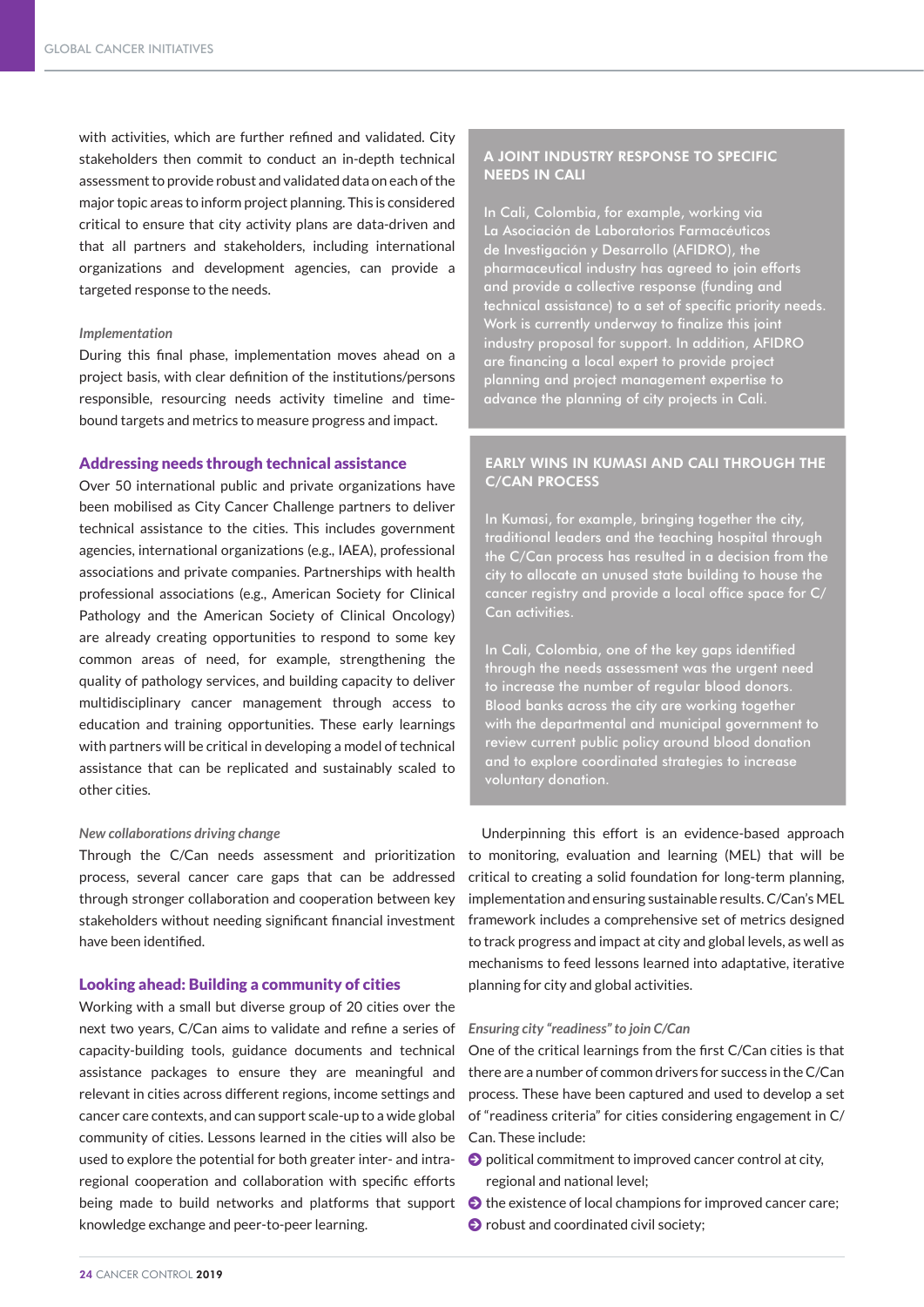with activities, which are further refined and validated. City stakeholders then commit to conduct an in-depth technical assessment to provide robust and validated data on each of the major topic areas to inform project planning. This is considered critical to ensure that city activity plans are data-driven and that all partners and stakeholders, including international organizations and development agencies, can provide a targeted response to the needs.

*Implementation*

During this final phase, implementation moves ahead on a project basis, with clear definition of the institutions/persons responsible, resourcing needs activity timeline and time-bound targets and metrics to measure progress and impact.

## Addressing needs through technical assistance

Over 50 international public and private organizations have been mobilised as City Cancer Challenge partners to deliver technical assistance to the cities. This includes government agencies, international organizations (e.g., IAEA), professional associations and private companies. Partnerships with health professional associations (e.g., American Society for Clinical Pathology and the American Society of Clinical Oncology) are already creating opportunities to respond to some key common areas of need, for example, strengthening the quality of pathology services, and building capacity to deliver multidisciplinary cancer management through access to education and training opportunities. These early learnings with partners will be critical in developing a model of technical assistance that can be replicated and sustainably scaled to other cities.

*New collaborations driving change*

Through the C/Can needs assessment and prioritization process, several cancer care gaps that can be addressed through stronger collaboration and cooperation between key stakeholders without needing significant financial investment have been identified.

## Looking ahead: Building a community of cities

Working with a small but diverse group of 20 cities over the next two years, C/Can aims to validate and refine a series of capacity-building tools, guidance documents and technical assistance packages to ensure they are meaningful and relevant in cities across different regions, income settings and cancer care contexts, and can support scale-up to a wide global community of cities. Lessons learned in the cities will also be used to explore the potential for both greater inter- and intra-regional cooperation and collaboration with specific efforts being made to build networks and platforms that support knowledge exchange and peer-to-peer learning.

### A JOINT INDUSTRY RESPONSE TO SPECIFIC NEEDS IN CALI

In Cali, Colombia, for example, working via La Asociación de Laboratorios Farmacéuticos de Investigación y Desarrollo (AFIDRO), the pharmaceutical industry has agreed to join efforts and provide a collective response (funding and technical assistance) to a set of specific priority needs. Work is currently underway to finalize this joint industry proposal for support. In addition, AFIDRO are financing a local expert to provide project planning and project management expertise to advance the planning of city projects in Cali.

### EARLY WINS IN KUMASI AND CALI THROUGH THE C/CAN PROCESS

In Kumasi, for example, bringing together the city, traditional leaders and the teaching hospital through the C/Can process has resulted in a decision from the city to allocate an unused state building to house the cancer registry and provide a local office space for C/Can activities.

In Cali, Colombia, one of the key gaps identified through the needs assessment was the urgent need to increase the number of regular blood donors. Blood banks across the city are working together with the departmental and municipal government to review current public policy around blood donation and to explore coordinated strategies to increase voluntary donation.

Underpinning this effort is an evidence-based approach to monitoring, evaluation and learning (MEL) that will be critical to creating a solid foundation for long-term planning, implementation and ensuring sustainable results. C/Can's MEL framework includes a comprehensive set of metrics designed to track progress and impact at city and global levels, as well as mechanisms to feed lessons learned into adaptative, iterative planning for city and global activities.

*Ensuring city "readiness" to join C/Can*

One of the critical learnings from the first C/Can cities is that there are a number of common drivers for success in the C/Can process. These have been captured and used to develop a set of "readiness criteria" for cities considering engagement in C/Can. These include:

- political commitment to improved cancer control at city, regional and national level;
- the existence of local champions for improved cancer care;
- robust and coordinated civil society;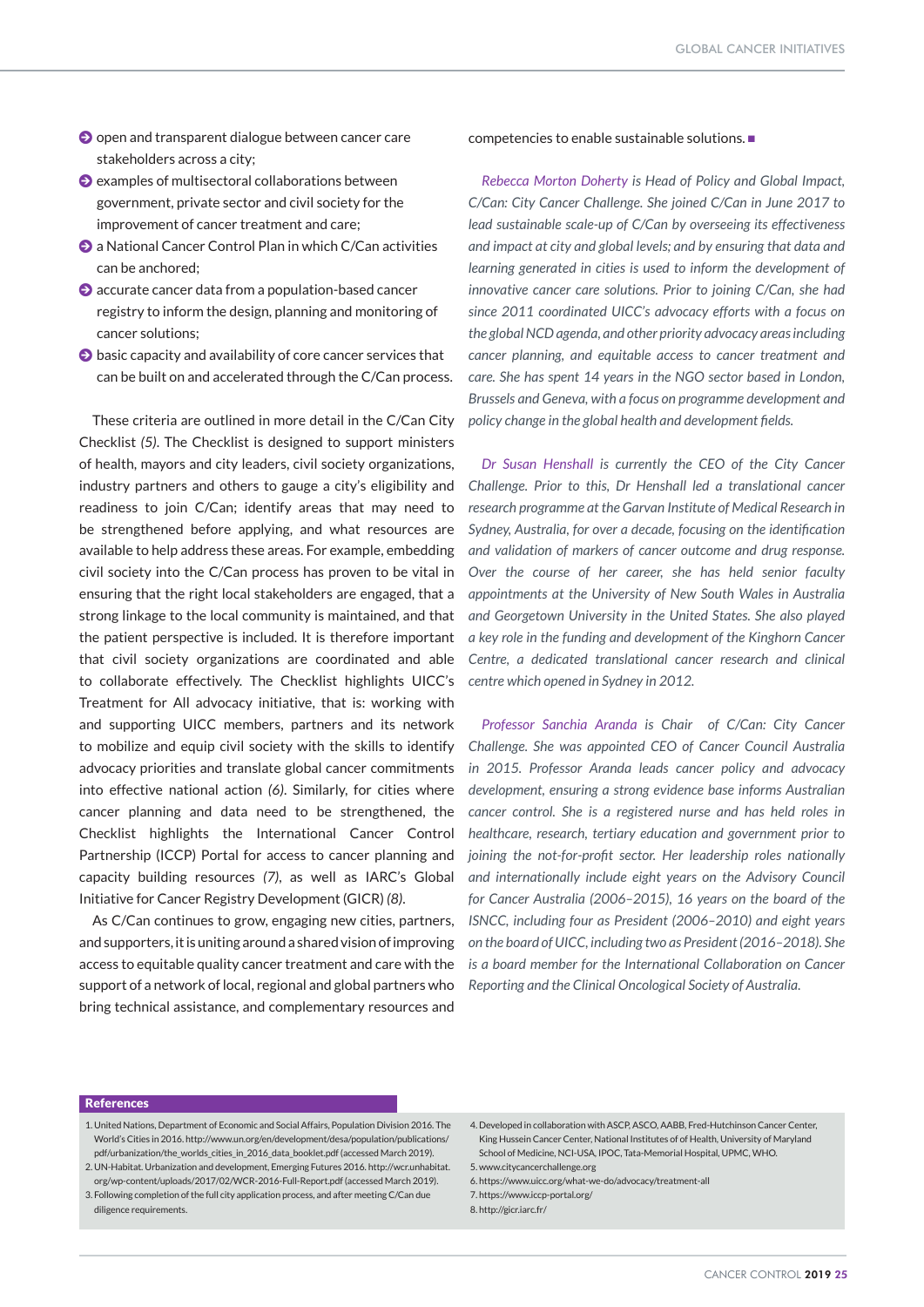- open and transparent dialogue between cancer care stakeholders across a city;
- examples of multisectoral collaborations between government, private sector and civil society for the improvement of cancer treatment and care;
- a National Cancer Control Plan in which C/Can activities can be anchored;
- accurate cancer data from a population-based cancer registry to inform the design, planning and monitoring of cancer solutions;
- basic capacity and availability of core cancer services that can be built on and accelerated through the C/Can process.

These criteria are outlined in more detail in the C/Can City Checklist *(5)*. The Checklist is designed to support ministers of health, mayors and city leaders, civil society organizations, industry partners and others to gauge a city's eligibility and readiness to join C/Can; identify areas that may need to be strengthened before applying, and what resources are available to help address these areas. For example, embedding civil society into the C/Can process has proven to be vital in ensuring that the right local stakeholders are engaged, that a strong linkage to the local community is maintained, and that the patient perspective is included. It is therefore important that civil society organizations are coordinated and able to collaborate effectively. The Checklist highlights UICC's Treatment for All advocacy initiative, that is: working with and supporting UICC members, partners and its network to mobilize and equip civil society with the skills to identify advocacy priorities and translate global cancer commitments into effective national action *(6)*. Similarly, for cities where cancer planning and data need to be strengthened, the Checklist highlights the International Cancer Control Partnership (ICCP) Portal for access to cancer planning and capacity building resources *(7)*, as well as IARC's Global Initiative for Cancer Registry Development (GICR) *(8)*.

As C/Can continues to grow, engaging new cities, partners, and supporters, it is uniting around a shared vision of improving access to equitable quality cancer treatment and care with the support of a network of local, regional and global partners who bring technical assistance, and complementary resources and competencies to enable sustainable solutions. ■

*Rebecca Morton Doherty is Head of Policy and Global Impact, C/Can: City Cancer Challenge. She joined C/Can in June 2017 to lead sustainable scale-up of C/Can by overseeing its effectiveness and impact at city and global levels; and by ensuring that data and learning generated in cities is used to inform the development of innovative cancer care solutions. Prior to joining C/Can, she had since 2011 coordinated UICC's advocacy efforts with a focus on the global NCD agenda, and other priority advocacy areas including cancer planning, and equitable access to cancer treatment and care. She has spent 14 years in the NGO sector based in London, Brussels and Geneva, with a focus on programme development and policy change in the global health and development fields.*

*Dr Susan Henshall is currently the CEO of the City Cancer Challenge. Prior to this, Dr Henshall led a translational cancer research programme at the Garvan Institute of Medical Research in Sydney, Australia, for over a decade, focusing on the identification and validation of markers of cancer outcome and drug response. Over the course of her career, she has held senior faculty appointments at the University of New South Wales in Australia and Georgetown University in the United States. She also played a key role in the funding and development of the Kinghorn Cancer Centre, a dedicated translational cancer research and clinical centre which opened in Sydney in 2012.*

*Professor Sanchia Aranda is Chair of C/Can: City Cancer Challenge. She was appointed CEO of Cancer Council Australia in 2015. Professor Aranda leads cancer policy and advocacy development, ensuring a strong evidence base informs Australian cancer control. She is a registered nurse and has held roles in healthcare, research, tertiary education and government prior to joining the not-for-profit sector. Her leadership roles nationally and internationally include eight years on the Advisory Council for Cancer Australia (2006–2015), 16 years on the board of the ISNCC, including four as President (2006–2010) and eight years on the board of UICC, including two as President (2016–2018). She is a board member for the International Collaboration on Cancer Reporting and the Clinical Oncological Society of Australia.*

## References

1. United Nations, Department of Economic and Social Affairs, Population Division 2016. The World's Cities in 2016. http://www.un.org/en/development/desa/population/publications/pdf/urbanization/the_worlds_cities_in_2016_data_booklet.pdf (accessed March 2019).
2. UN-Habitat. Urbanization and development, Emerging Futures 2016. http://wcr.unhabitat.org/wp-content/uploads/2017/02/WCR-2016-Full-Report.pdf (accessed March 2019).
3. Following completion of the full city application process, and after meeting C/Can due diligence requirements.
4. Developed in collaboration with ASCP, ASCO, AABB, Fred-Hutchinson Cancer Center, King Hussein Cancer Center, National Institutes of of Health, University of Maryland School of Medicine, NCI-USA, IPOC, Tata-Memorial Hospital, UPMC, WHO.
5. www.citycancerchallenge.org
6. https://www.uicc.org/what-we-do/advocacy/treatment-all
7. https://www.iccp-portal.org/
8. http://gicr.iarc.fr/